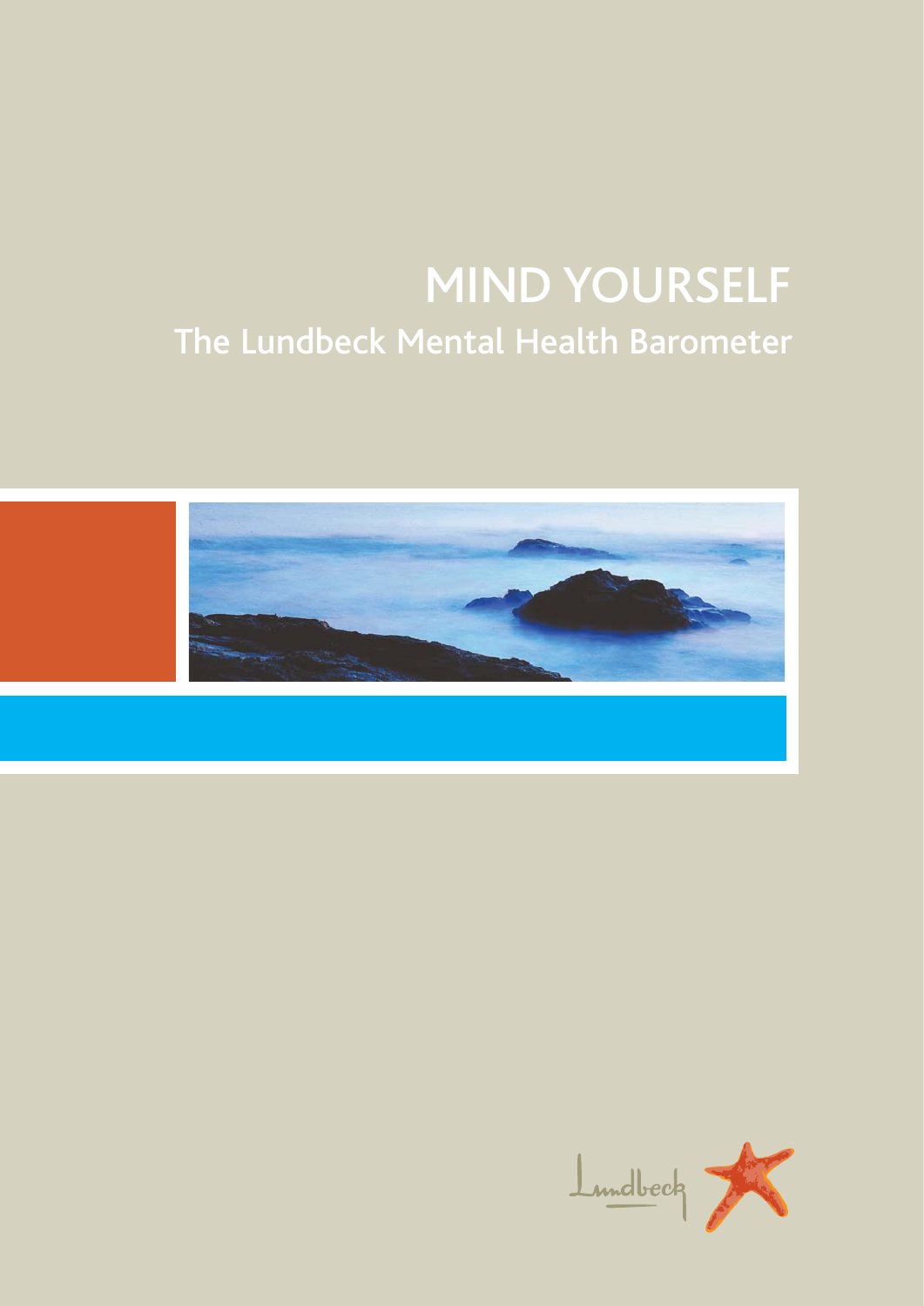# MIND YOURSELF

## The Lundbeck Mental Health Barometer

Lundbeck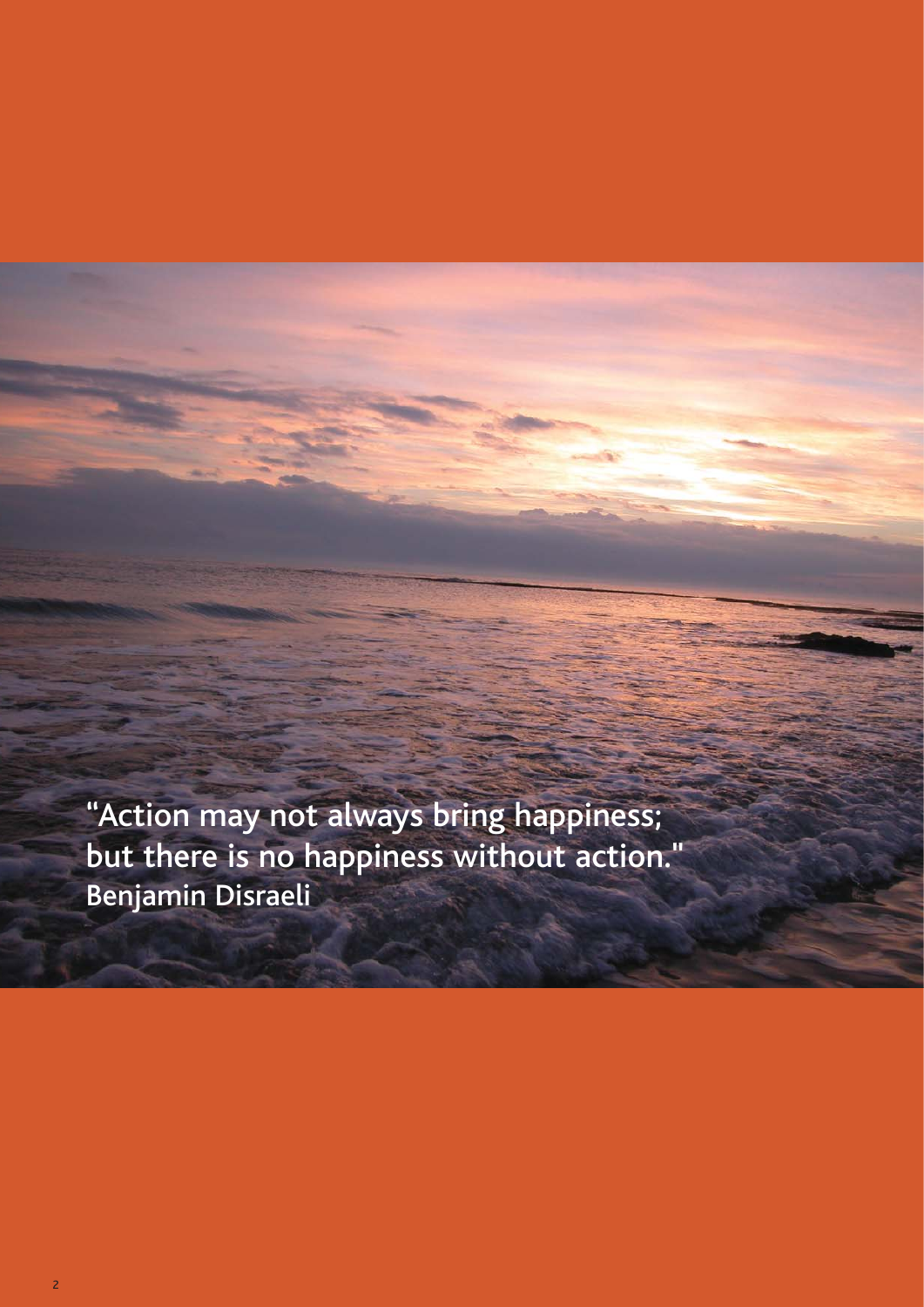"Action may not always bring happiness; but there is no happiness without action."
Benjamin Disraeli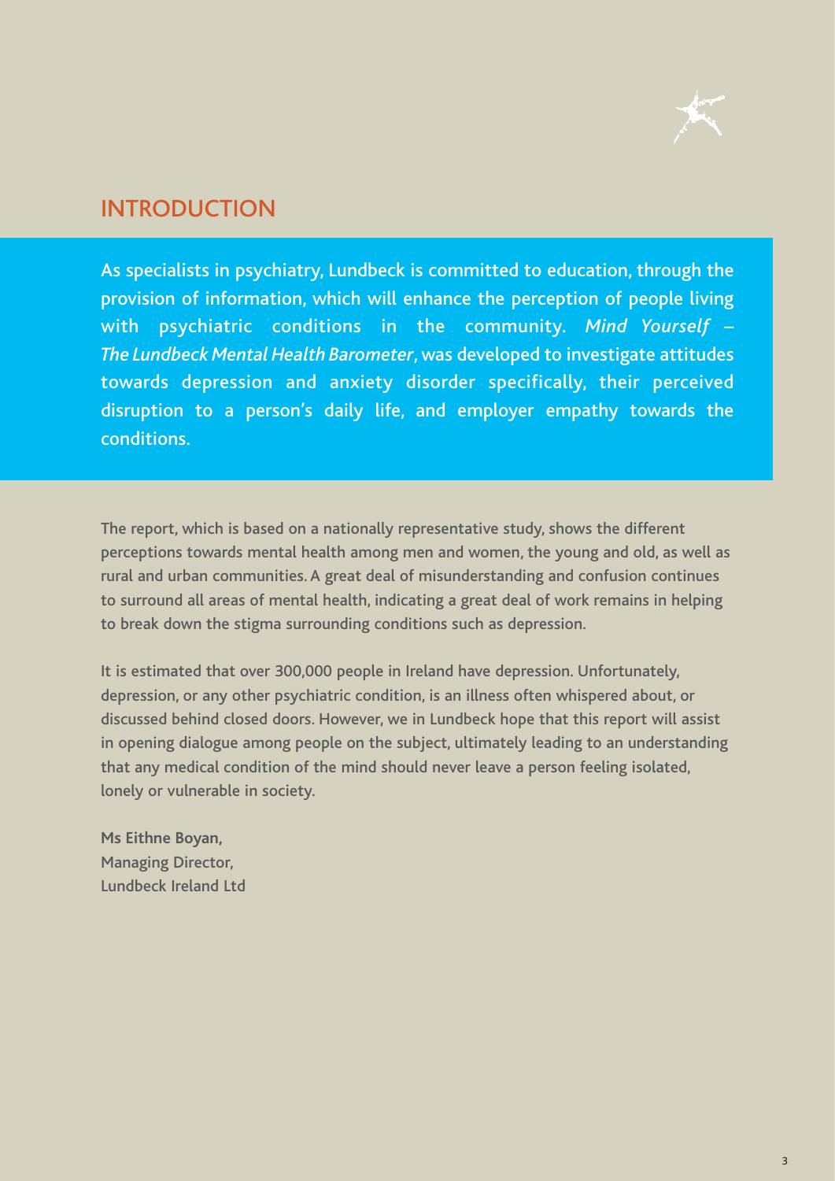## INTRODUCTION

As specialists in psychiatry, Lundbeck is committed to education, through the provision of information, which will enhance the perception of people living with psychiatric conditions in the community. *Mind Yourself – The Lundbeck Mental Health Barometer*, was developed to investigate attitudes towards depression and anxiety disorder specifically, their perceived disruption to a person's daily life, and employer empathy towards the conditions.

The report, which is based on a nationally representative study, shows the different perceptions towards mental health among men and women, the young and old, as well as rural and urban communities. A great deal of misunderstanding and confusion continues to surround all areas of mental health, indicating a great deal of work remains in helping to break down the stigma surrounding conditions such as depression.

It is estimated that over 300,000 people in Ireland have depression. Unfortunately, depression, or any other psychiatric condition, is an illness often whispered about, or discussed behind closed doors. However, we in Lundbeck hope that this report will assist in opening dialogue among people on the subject, ultimately leading to an understanding that any medical condition of the mind should never leave a person feeling isolated, lonely or vulnerable in society.

**Ms Eithne Boyan,**
Managing Director,
Lundbeck Ireland Ltd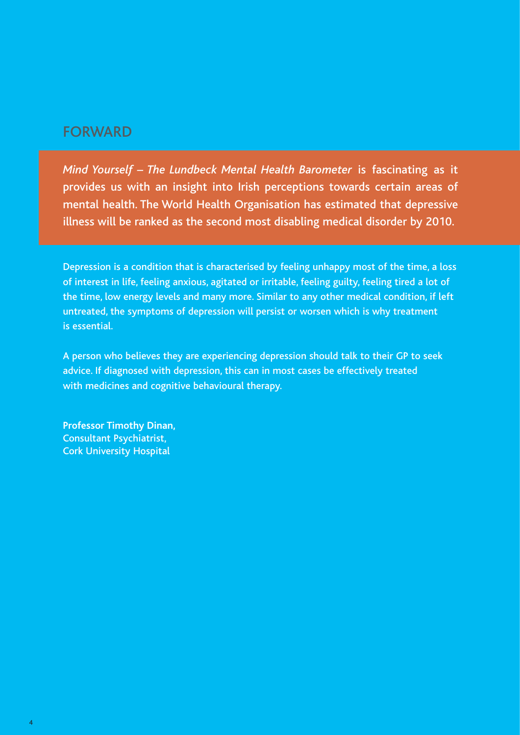## FORWARD

*Mind Yourself – The Lundbeck Mental Health Barometer* is fascinating as it provides us with an insight into Irish perceptions towards certain areas of mental health. The World Health Organisation has estimated that depressive illness will be ranked as the second most disabling medical disorder by 2010.

Depression is a condition that is characterised by feeling unhappy most of the time, a loss of interest in life, feeling anxious, agitated or irritable, feeling guilty, feeling tired a lot of the time, low energy levels and many more. Similar to any other medical condition, if left untreated, the symptoms of depression will persist or worsen which is why treatment is essential.

A person who believes they are experiencing depression should talk to their GP to seek advice. If diagnosed with depression, this can in most cases be effectively treated with medicines and cognitive behavioural therapy.

**Professor Timothy Dinan,**
Consultant Psychiatrist,
Cork University Hospital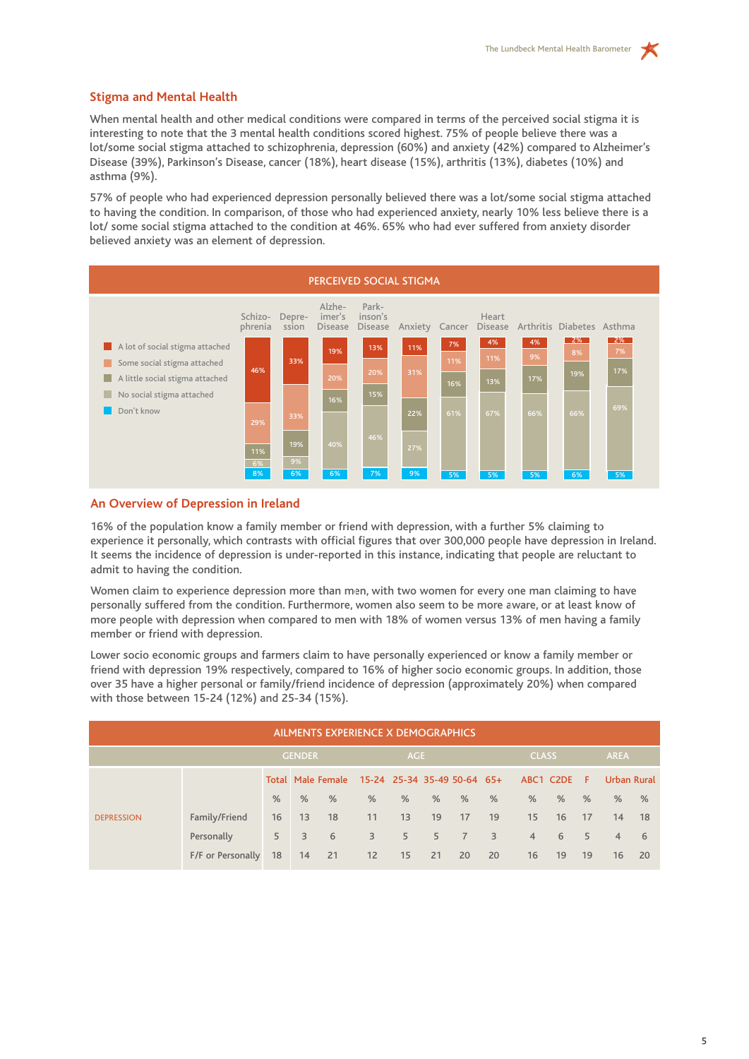## Stigma and Mental Health

When mental health and other medical conditions were compared in terms of the perceived social stigma it is interesting to note that the 3 mental health conditions scored highest. 75% of people believe there was a lot/some social stigma attached to schizophrenia, depression (60%) and anxiety (42%) compared to Alzheimer's Disease (39%), Parkinson's Disease, cancer (18%), heart disease (15%), arthritis (13%), diabetes (10%) and asthma (9%).

57% of people who had experienced depression personally believed there was a lot/some social stigma attached to having the condition. In comparison, of those who had experienced anxiety, nearly 10% less believe there is a lot/ some social stigma attached to the condition at 46%. 65% who had ever suffered from anxiety disorder believed anxiety was an element of depression.

**PERCEIVED SOCIAL STIGMA**

| | Schizophrenia | Depression | Alzheimer's Disease | Parkinson's Disease | Anxiety | Cancer | Heart Disease | Arthritis | Diabetes | Asthma |
|---|---|---|---|---|---|---|---|---|---|---|
| A lot of social stigma attached | 46% | 33% | 19% | 13% | 11% | 7% | 4% | 4% | 2% | 2% |
| Some social stigma attached | 29% | 33% | 20% | 20% | 31% | 11% | 11% | 9% | 8% | 7% |
| A little social stigma attached | 11% | 19% | 16% | 15% | 22% | 16% | 13% | 17% | 19% | 17% |
| No social stigma attached | 6% | 9% | 40% | 46% | 27% | 61% | 67% | 66% | 66% | 69% |
| Don't know | 8% | 6% | 6% | 7% | 9% | 5% | 5% | 5% | 6% | 5% |

## An Overview of Depression in Ireland

16% of the population know a family member or friend with depression, with a further 5% claiming to experience it personally, which contrasts with official figures that over 300,000 people have depression in Ireland. It seems the incidence of depression is under-reported in this instance, indicating that people are reluctant to admit to having the condition.

Women claim to experience depression more than men, with two women for every one man claiming to have personally suffered from the condition. Furthermore, women also seem to be more aware, or at least know of more people with depression when compared to men with 18% of women versus 13% of men having a family member or friend with depression.

Lower socio economic groups and farmers claim to have personally experienced or know a family member or friend with depression 19% respectively, compared to 16% of higher socio economic groups. In addition, those over 35 have a higher personal or family/friend incidence of depression (approximately 20%) when compared with those between 15-24 (12%) and 25-34 (15%).

**AILMENTS EXPERIENCE X DEMOGRAPHICS**

| | | | GENDER | | AGE | | | | | CLASS | | | AREA | |
|---|---|---|---|---|---|---|---|---|---|---|---|---|---|---|
| | | Total | Male | Female | 15-24 | 25-34 | 35-49 | 50-64 | 65+ | ABC1 | C2DE | F | Urban | Rural |
| | | % | % | % | % | % | % | % | % | % | % | % | % | % |
| DEPRESSION | Family/Friend | 16 | 13 | 18 | 11 | 13 | 19 | 17 | 19 | 15 | 16 | 17 | 14 | 18 |
| | Personally | 5 | 3 | 6 | 3 | 5 | 5 | 7 | 3 | 4 | 6 | 5 | 4 | 6 |
| | F/F or Personally | 18 | 14 | 21 | 12 | 15 | 21 | 20 | 20 | 16 | 19 | 19 | 16 | 20 |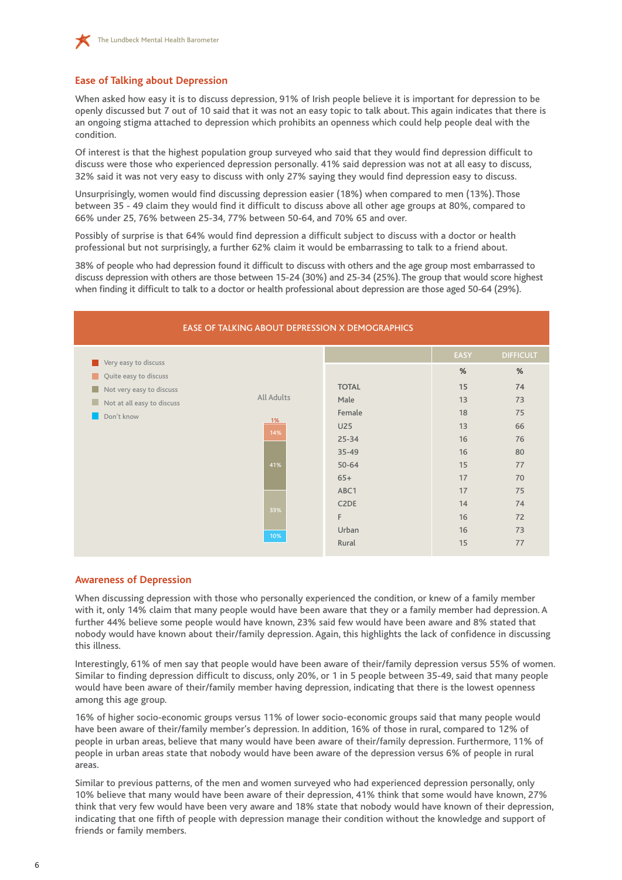## Ease of Talking about Depression

When asked how easy it is to discuss depression, 91% of Irish people believe it is important for depression to be openly discussed but 7 out of 10 said that it was not an easy topic to talk about. This again indicates that there is an ongoing stigma attached to depression which prohibits an openness which could help people deal with the condition.

Of interest is that the highest population group surveyed who said that they would find depression difficult to discuss were those who experienced depression personally. 41% said depression was not at all easy to discuss, 32% said it was not very easy to discuss with only 27% saying they would find depression easy to discuss.

Unsurprisingly, women would find discussing depression easier (18%) when compared to men (13%). Those between 35 - 49 claim they would find it difficult to discuss above all other age groups at 80%, compared to 66% under 25, 76% between 25-34, 77% between 50-64, and 70% 65 and over.

Possibly of surprise is that 64% would find depression a difficult subject to discuss with a doctor or health professional but not surprisingly, a further 62% claim it would be embarrassing to talk to a friend about.

38% of people who had depression found it difficult to discuss with others and the age group most embarrassed to discuss depression with others are those between 15-24 (30%) and 25-34 (25%). The group that would score highest when finding it difficult to talk to a doctor or health professional about depression are those aged 50-64 (29%).

**EASE OF TALKING ABOUT DEPRESSION X DEMOGRAPHICS**

All Adults:
- Very easy to discuss: 1%
- Quite easy to discuss: 14%
- Not very easy to discuss: 41%
- Not at all easy to discuss: 33%
- Don't know: 10%

| | EASY | DIFFICULT |
|---|---|---|
| | % | % |
| TOTAL | 15 | 74 |
| Male | 13 | 73 |
| Female | 18 | 75 |
| U25 | 13 | 66 |
| 25-34 | 16 | 76 |
| 35-49 | 16 | 80 |
| 50-64 | 15 | 77 |
| 65+ | 17 | 70 |
| ABC1 | 17 | 75 |
| C2DE | 14 | 74 |
| F | 16 | 72 |
| Urban | 16 | 73 |
| Rural | 15 | 77 |

## Awareness of Depression

When discussing depression with those who personally experienced the condition, or knew of a family member with it, only 14% claim that many people would have been aware that they or a family member had depression. A further 44% believe some people would have known, 23% said few would have been aware and 8% stated that nobody would have known about their/family depression. Again, this highlights the lack of confidence in discussing this illness.

Interestingly, 61% of men say that people would have been aware of their/family depression versus 55% of women. Similar to finding depression difficult to discuss, only 20%, or 1 in 5 people between 35-49, said that many people would have been aware of their/family member having depression, indicating that there is the lowest openness among this age group.

16% of higher socio-economic groups versus 11% of lower socio-economic groups said that many people would have been aware of their/family member's depression. In addition, 16% of those in rural, compared to 12% of people in urban areas, believe that many would have been aware of their/family depression. Furthermore, 11% of people in urban areas state that nobody would have been aware of the depression versus 6% of people in rural areas.

Similar to previous patterns, of the men and women surveyed who had experienced depression personally, only 10% believe that many would have been aware of their depression, 41% think that some would have known, 27% think that very few would have been very aware and 18% state that nobody would have known of their depression, indicating that one fifth of people with depression manage their condition without the knowledge and support of friends or family members.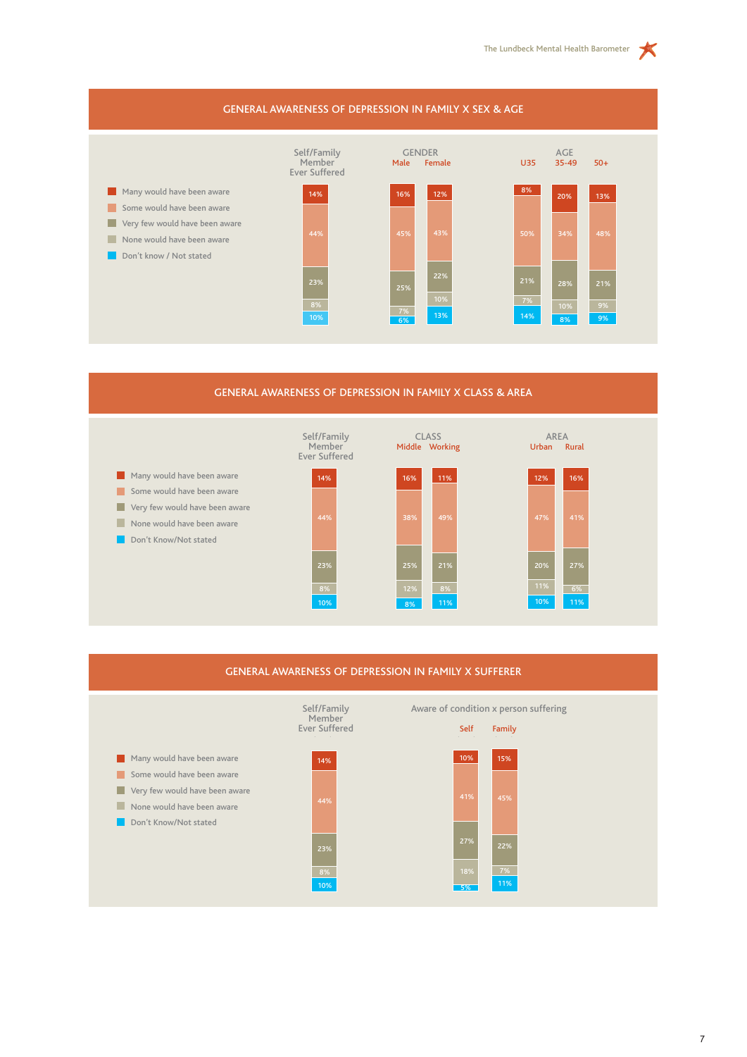## GENERAL AWARENESS OF DEPRESSION IN FAMILY X SEX & AGE

| | Self/Family Member Ever Suffered | GENDER | | AGE | | |
|---|---|---|---|---|---|---|
| | | Male | Female | U35 | 35-49 | 50+ |
| Many would have been aware | 14% | 16% | 12% | 8% | 20% | 13% |
| Some would have been aware | 44% | 45% | 43% | 50% | 34% | 48% |
| Very few would have been aware | 23% | 25% | 22% | 21% | 28% | 21% |
| None would have been aware | 8% | 7% | 10% | 7% | 10% | 9% |
| Don't know / Not stated | 10% | 6% | 13% | 14% | 8% | 9% |

## GENERAL AWARENESS OF DEPRESSION IN FAMILY X CLASS & AREA

| | Self/Family Member Ever Suffered | CLASS | | AREA | |
|---|---|---|---|---|---|
| | | Middle | Working | Urban | Rural |
| Many would have been aware | 14% | 16% | 11% | 12% | 16% |
| Some would have been aware | 44% | 38% | 49% | 47% | 41% |
| Very few would have been aware | 23% | 25% | 21% | 20% | 27% |
| None would have been aware | 8% | 12% | 8% | 11% | 6% |
| Don't Know/Not stated | 10% | 8% | 11% | 10% | 11% |

## GENERAL AWARENESS OF DEPRESSION IN FAMILY X SUFFERER

| | Self/Family Member Ever Suffered | Aware of condition x person suffering | |
|---|---|---|---|
| | | Self | Family |
| Many would have been aware | 14% | 10% | 15% |
| Some would have been aware | 44% | 41% | 45% |
| Very few would have been aware | 23% | 27% | 22% |
| None would have been aware | 8% | 18% | 7% |
| Don't Know/Not stated | 10% | 5% | 11% |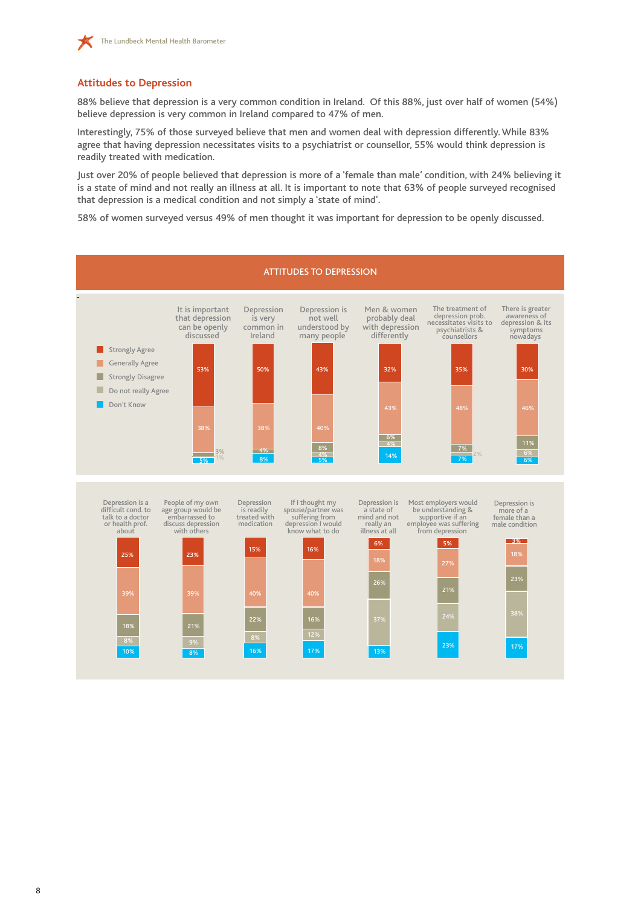## Attitudes to Depression

88% believe that depression is a very common condition in Ireland. Of this 88%, just over half of women (54%) believe depression is very common in Ireland compared to 47% of men.

Interestingly, 75% of those surveyed believe that men and women deal with depression differently. While 83% agree that having depression necessitates visits to a psychiatrist or counsellor, 55% would think depression is readily treated with medication.

Just over 20% of people believed that depression is more of a 'female than male' condition, with 24% believing it is a state of mind and not really an illness at all. It is important to note that 63% of people surveyed recognised that depression is a medical condition and not simply a 'state of mind'.

58% of women surveyed versus 49% of men thought it was important for depression to be openly discussed.

### ATTITUDES TO DEPRESSION

| Statement | Strongly Agree | Generally Agree | Strongly Disagree | Do not really Agree | Don't Know |
|---|---|---|---|---|---|
| It is important that depression can be openly discussed | 53% | 38% | 3% | 1% | 5% |
| Depression is very common in Ireland | 50% | 38% | 4% | | 8% |
| Depression is not well understood by many people | 43% | 40% | 8% | 4% | 5% |
| Men & women probably deal with depression differently | 32% | 43% | 6% | 4% | 14% |
| The treatment of depression prob. necessitates visits to psychiatrists & counsellors | 35% | 48% | 7% | 2% | 7% |
| There is greater awareness of depression & its symptoms nowadays | 30% | 46% | 11% | 6% | 6% |
| Depression is a difficult cond. to talk to a doctor or health prof. about | 25% | 39% | 18% | 8% | 10% |
| People of my own age group would be embarrassed to discuss depression with others | 23% | 39% | 21% | 9% | 8% |
| Depression is readily treated with medication | 15% | 40% | 22% | 8% | 16% |
| If I thought my spouse/partner was suffering from depression I would know what to do | 16% | 40% | 16% | 12% | 17% |
| Depression is a state of mind and not really an illness at all | 6% | 18% | 26% | 37% | 13% |
| Most employers would be understanding & supportive if an employee was suffering from depression | 5% | 27% | 21% | 24% | 23% |
| Depression is more of a female than a male condition | 3% | 18% | 23% | 38% | 17% |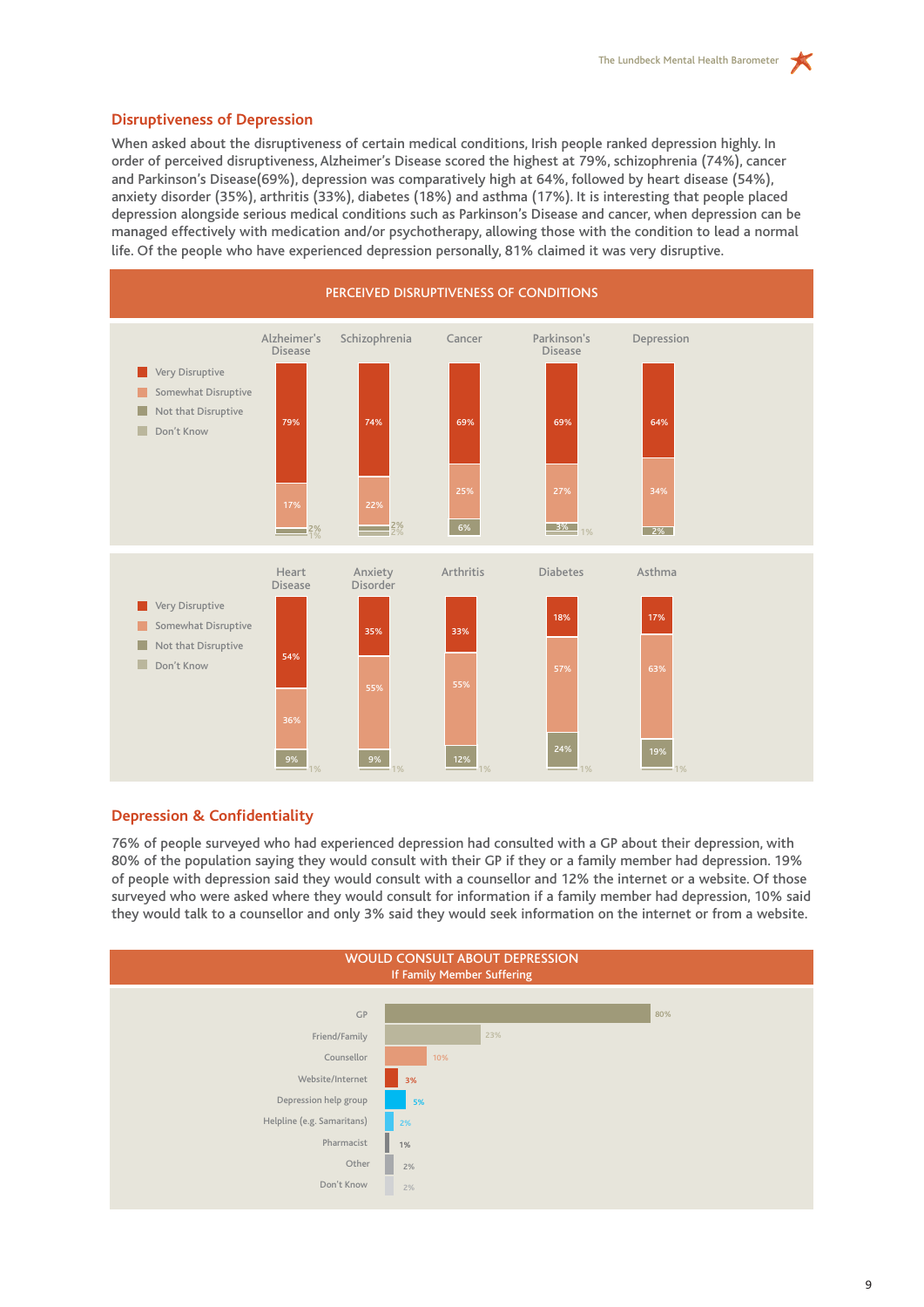## Disruptiveness of Depression

When asked about the disruptiveness of certain medical conditions, Irish people ranked depression highly. In order of perceived disruptiveness, Alzheimer's Disease scored the highest at 79%, schizophrenia (74%), cancer and Parkinson's Disease(69%), depression was comparatively high at 64%, followed by heart disease (54%), anxiety disorder (35%), arthritis (33%), diabetes (18%) and asthma (17%). It is interesting that people placed depression alongside serious medical conditions such as Parkinson's Disease and cancer, when depression can be managed effectively with medication and/or psychotherapy, allowing those with the condition to lead a normal life. Of the people who have experienced depression personally, 81% claimed it was very disruptive.

**PERCEIVED DISRUPTIVENESS OF CONDITIONS**

| Condition | Very Disruptive | Somewhat Disruptive | Not that Disruptive | Don't Know |
|---|---|---|---|---|
| Alzheimer's Disease | 79% | 17% | 2% | 1% |
| Schizophrenia | 74% | 22% | 2% | 2% |
| Cancer | 69% | 25% | 6% | |
| Parkinson's Disease | 69% | 27% | 3% | 1% |
| Depression | 64% | 34% | 2% | |
| Heart Disease | 54% | 36% | 9% | 1% |
| Anxiety Disorder | 35% | 55% | 9% | 1% |
| Arthritis | 33% | 55% | 12% | 1% |
| Diabetes | 18% | 57% | 24% | 1% |
| Asthma | 17% | 63% | 19% | 1% |

## Depression & Confidentiality

76% of people surveyed who had experienced depression had consulted with a GP about their depression, with 80% of the population saying they would consult with their GP if they or a family member had depression. 19% of people with depression said they would consult with a counsellor and 12% the internet or a website. Of those surveyed who were asked where they would consult for information if a family member had depression, 10% said they would talk to a counsellor and only 3% said they would seek information on the internet or from a website.

**WOULD CONSULT ABOUT DEPRESSION**
If Family Member Suffering

| Source | % |
|---|---|
| GP | 80% |
| Friend/Family | 23% |
| Counsellor | 10% |
| Website/Internet | 3% |
| Depression help group | 5% |
| Helpline (e.g. Samaritans) | 2% |
| Pharmacist | 1% |
| Other | 2% |
| Don't Know | 2% |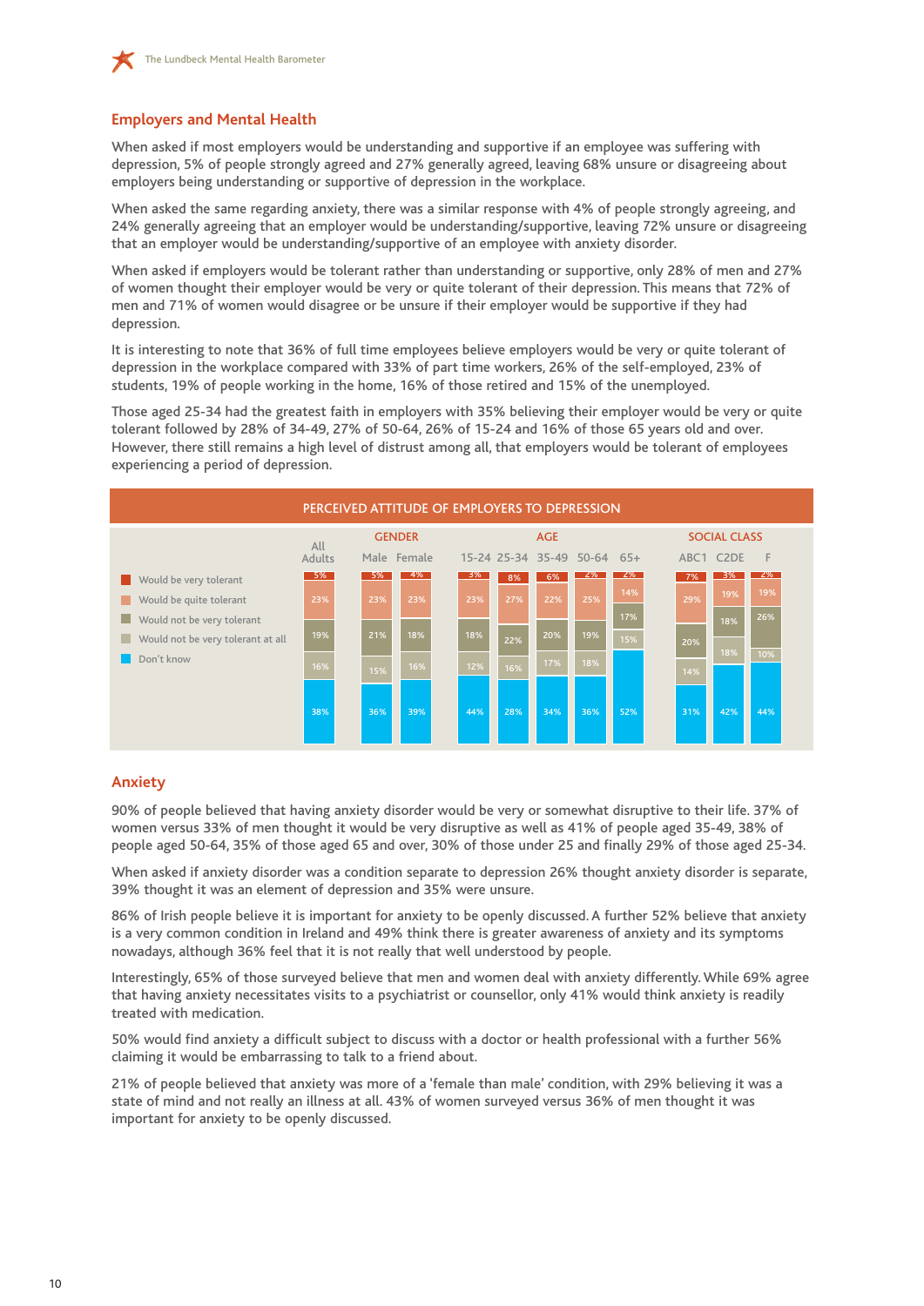## Employers and Mental Health

When asked if most employers would be understanding and supportive if an employee was suffering with depression, 5% of people strongly agreed and 27% generally agreed, leaving 68% unsure or disagreeing about employers being understanding or supportive of depression in the workplace.

When asked the same regarding anxiety, there was a similar response with 4% of people strongly agreeing, and 24% generally agreeing that an employer would be understanding/supportive, leaving 72% unsure or disagreeing that an employer would be understanding/supportive of an employee with anxiety disorder.

When asked if employers would be tolerant rather than understanding or supportive, only 28% of men and 27% of women thought their employer would be very or quite tolerant of their depression. This means that 72% of men and 71% of women would disagree or be unsure if their employer would be supportive if they had depression.

It is interesting to note that 36% of full time employees believe employers would be very or quite tolerant of depression in the workplace compared with 33% of part time workers, 26% of the self-employed, 23% of students, 19% of people working in the home, 16% of those retired and 15% of the unemployed.

Those aged 25-34 had the greatest faith in employers with 35% believing their employer would be very or quite tolerant followed by 28% of 34-49, 27% of 50-64, 26% of 15-24 and 16% of those 65 years old and over. However, there still remains a high level of distrust among all, that employers would be tolerant of employees experiencing a period of depression.

**PERCEIVED ATTITUDE OF EMPLOYERS TO DEPRESSION**

| | All Adults | Male | Female | 15-24 | 25-34 | 35-49 | 50-64 | 65+ | ABC1 | C2DE | F |
|---|---|---|---|---|---|---|---|---|---|---|---|
| Would be very tolerant | 5% | 5% | 4% | 3% | 8% | 6% | 2% | 2% | 7% | 3% | 2% |
| Would be quite tolerant | 23% | 23% | 23% | 23% | 27% | 22% | 25% | 14% | 29% | 19% | 19% |
| Would not be very tolerant | 19% | 21% | 18% | 18% | 22% | 20% | 19% | 17% | 20% | 18% | 26% |
| Would not be very tolerant at all | 16% | 15% | 16% | 12% | 16% | 17% | 18% | 15% | 14% | 18% | 10% |
| Don't know | 38% | 36% | 39% | 44% | 28% | 34% | 36% | 52% | 31% | 42% | 44% |

## Anxiety

90% of people believed that having anxiety disorder would be very or somewhat disruptive to their life. 37% of women versus 33% of men thought it would be very disruptive as well as 41% of people aged 35-49, 38% of people aged 50-64, 35% of those aged 65 and over, 30% of those under 25 and finally 29% of those aged 25-34.

When asked if anxiety disorder was a condition separate to depression 26% thought anxiety disorder is separate, 39% thought it was an element of depression and 35% were unsure.

86% of Irish people believe it is important for anxiety to be openly discussed. A further 52% believe that anxiety is a very common condition in Ireland and 49% think there is greater awareness of anxiety and its symptoms nowadays, although 36% feel that it is not really that well understood by people.

Interestingly, 65% of those surveyed believe that men and women deal with anxiety differently. While 69% agree that having anxiety necessitates visits to a psychiatrist or counsellor, only 41% would think anxiety is readily treated with medication.

50% would find anxiety a difficult subject to discuss with a doctor or health professional with a further 56% claiming it would be embarrassing to talk to a friend about.

21% of people believed that anxiety was more of a 'female than male' condition, with 29% believing it was a state of mind and not really an illness at all. 43% of women surveyed versus 36% of men thought it was important for anxiety to be openly discussed.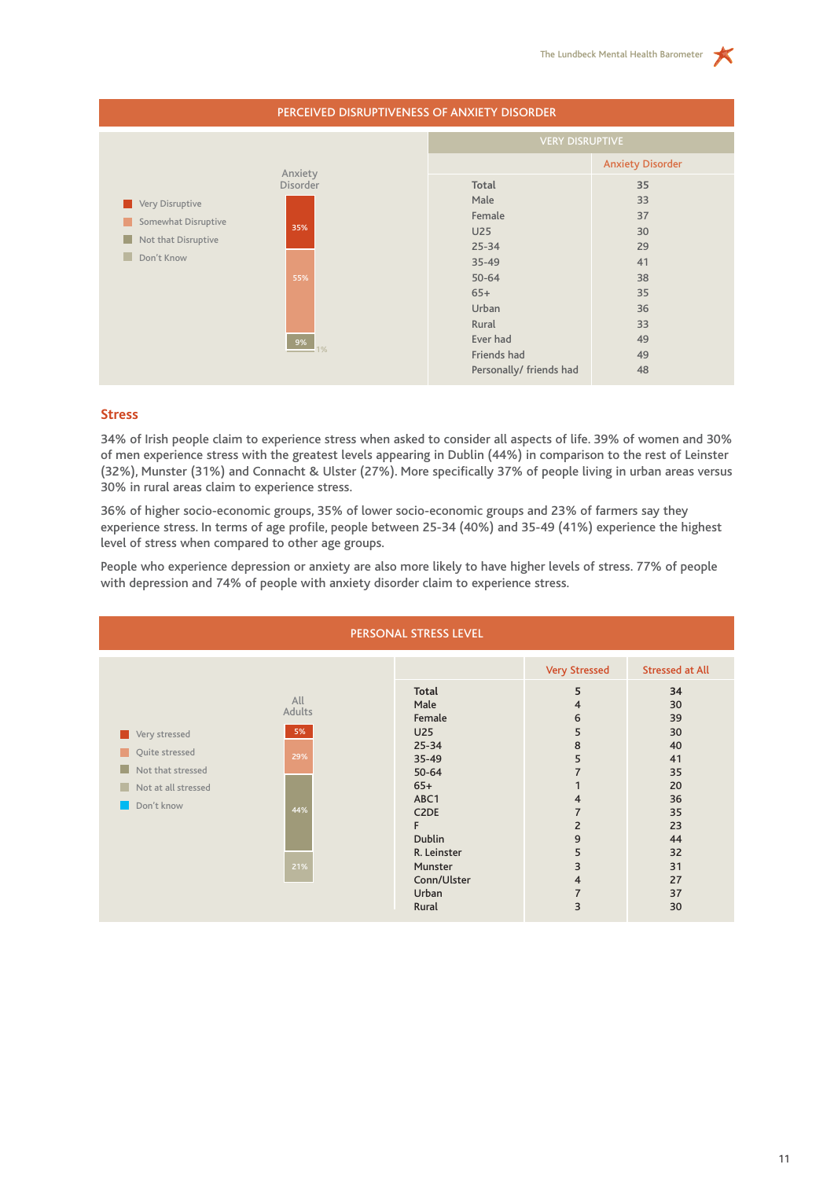## PERCEIVED DISRUPTIVENESS OF ANXIETY DISORDER

| Anxiety Disorder | |
|---|---|
| Very Disruptive | 35% |
| Somewhat Disruptive | 55% |
| Not that Disruptive | 9% |
| Don't Know | 1% |

| VERY DISRUPTIVE | Anxiety Disorder |
|---|---|
| Total | 35 |
| Male | 33 |
| Female | 37 |
| U25 | 30 |
| 25-34 | 29 |
| 35-49 | 41 |
| 50-64 | 38 |
| 65+ | 35 |
| Urban | 36 |
| Rural | 33 |
| Ever had | 49 |
| Friends had | 49 |
| Personally/ friends had | 48 |

## Stress

34% of Irish people claim to experience stress when asked to consider all aspects of life. 39% of women and 30% of men experience stress with the greatest levels appearing in Dublin (44%) in comparison to the rest of Leinster (32%), Munster (31%) and Connacht & Ulster (27%). More specifically 37% of people living in urban areas versus 30% in rural areas claim to experience stress.

36% of higher socio-economic groups, 35% of lower socio-economic groups and 23% of farmers say they experience stress. In terms of age profile, people between 25-34 (40%) and 35-49 (41%) experience the highest level of stress when compared to other age groups.

People who experience depression or anxiety are also more likely to have higher levels of stress. 77% of people with depression and 74% of people with anxiety disorder claim to experience stress.

## PERSONAL STRESS LEVEL

| All Adults | |
|---|---|
| Very stressed | 5% |
| Quite stressed | 29% |
| Not that stressed | 44% |
| Not at all stressed | 21% |
| Don't know | |

| | Very Stressed | Stressed at All |
|---|---|---|
| Total | 5 | 34 |
| Male | 4 | 30 |
| Female | 6 | 39 |
| U25 | 5 | 30 |
| 25-34 | 8 | 40 |
| 35-49 | 5 | 41 |
| 50-64 | 7 | 35 |
| 65+ | 1 | 20 |
| ABC1 | 4 | 36 |
| C2DE | 7 | 35 |
| F | 2 | 23 |
| Dublin | 9 | 44 |
| R. Leinster | 5 | 32 |
| Munster | 3 | 31 |
| Conn/Ulster | 4 | 27 |
| Urban | 7 | 37 |
| Rural | 3 | 30 |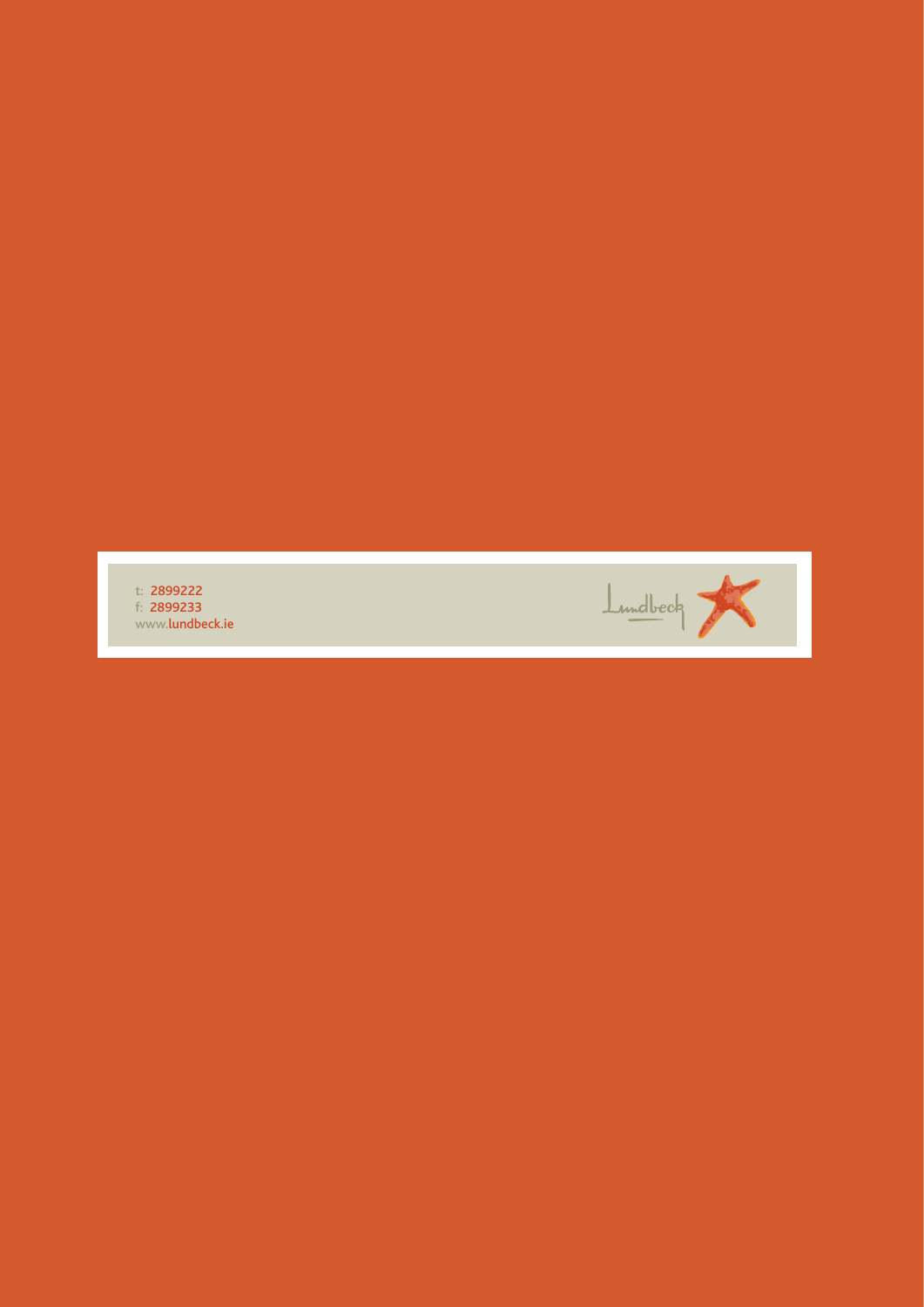t: 2899222
f: 2899233
www.lundbeck.ie

Lundbeck